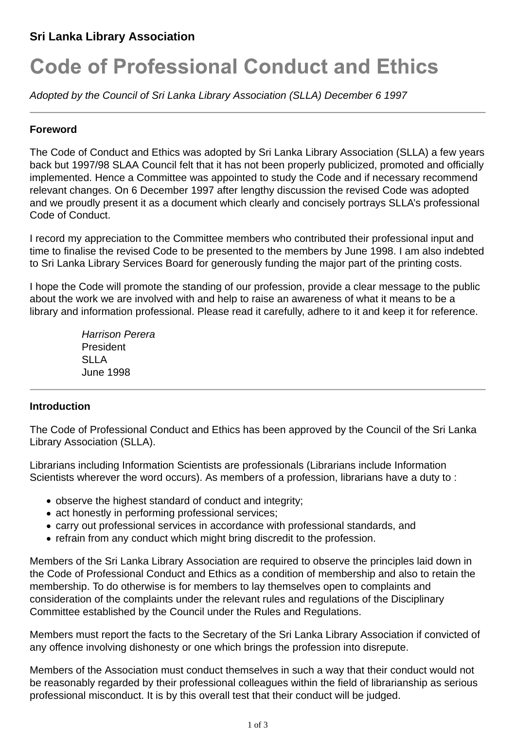**Sri Lanka Library Association**

# Code of Professional Conduct and Ethics

*Adopted by the Council of Sri Lanka Library Association (SLLA) December 6 1997*

---

### Foreword

The Code of Conduct and Ethics was adopted by Sri Lanka Library Association (SLLA) a few years back but 1997/98 SLAA Council felt that it has not been properly publicized, promoted and officially implemented. Hence a Committee was appointed to study the Code and if necessary recommend relevant changes. On 6 December 1997 after lengthy discussion the revised Code was adopted and we proudly present it as a document which clearly and concisely portrays SLLA's professional Code of Conduct.

I record my appreciation to the Committee members who contributed their professional input and time to finalise the revised Code to be presented to the members by June 1998. I am also indebted to Sri Lanka Library Services Board for generously funding the major part of the printing costs.

I hope the Code will promote the standing of our profession, provide a clear message to the public about the work we are involved with and help to raise an awareness of what it means to be a library and information professional. Please read it carefully, adhere to it and keep it for reference.

> *Harrison Perera*
> President
> SLLA
> June 1998

---

### Introduction

The Code of Professional Conduct and Ethics has been approved by the Council of the Sri Lanka Library Association (SLLA).

Librarians including Information Scientists are professionals (Librarians include Information Scientists wherever the word occurs). As members of a profession, librarians have a duty to :

- observe the highest standard of conduct and integrity;
- act honestly in performing professional services;
- carry out professional services in accordance with professional standards, and
- refrain from any conduct which might bring discredit to the profession.

Members of the Sri Lanka Library Association are required to observe the principles laid down in the Code of Professional Conduct and Ethics as a condition of membership and also to retain the membership. To do otherwise is for members to lay themselves open to complaints and consideration of the complaints under the relevant rules and regulations of the Disciplinary Committee established by the Council under the Rules and Regulations.

Members must report the facts to the Secretary of the Sri Lanka Library Association if convicted of any offence involving dishonesty or one which brings the profession into disrepute.

Members of the Association must conduct themselves in such a way that their conduct would not be reasonably regarded by their professional colleagues within the field of librarianship as serious professional misconduct. It is by this overall test that their conduct will be judged.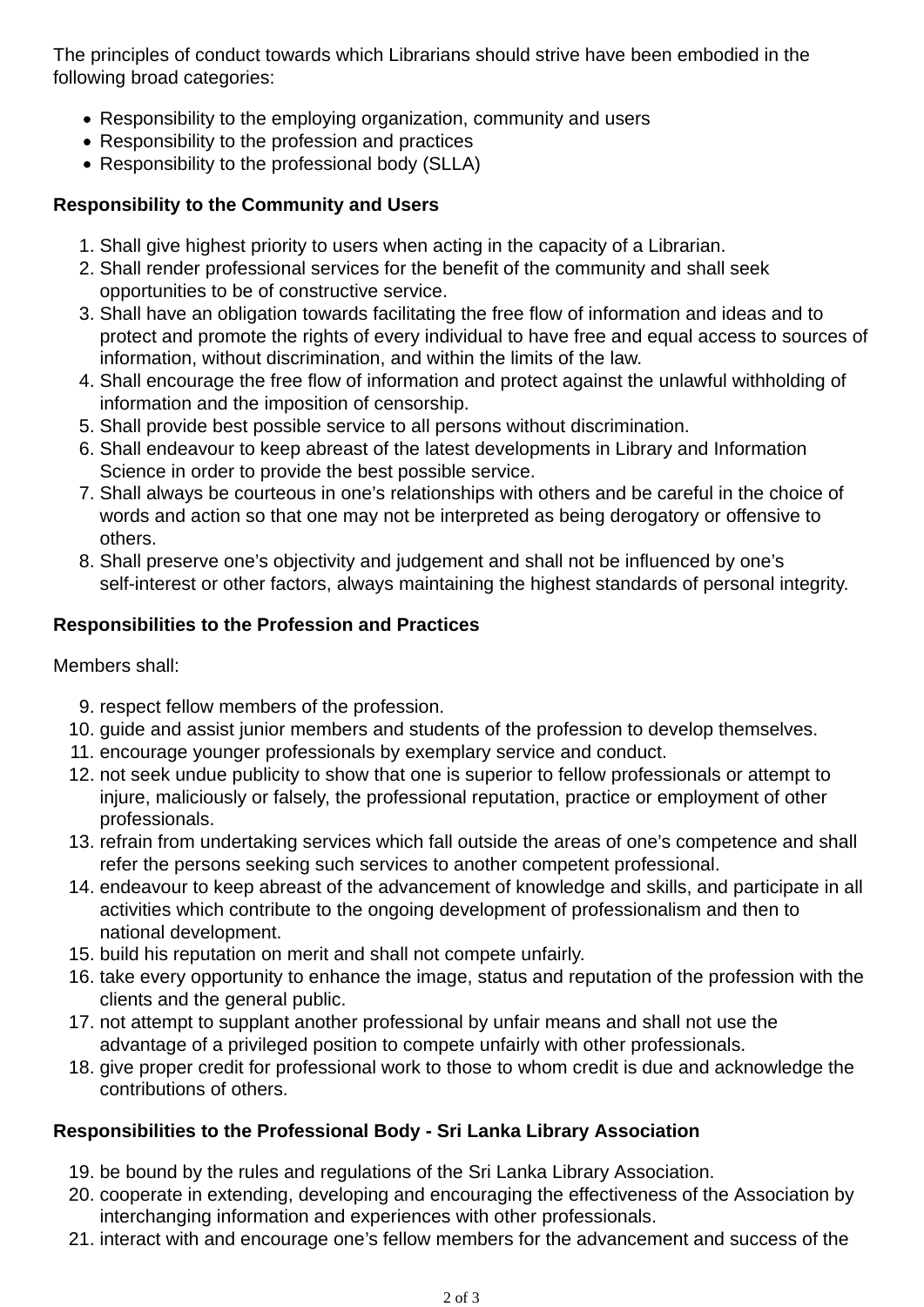The principles of conduct towards which Librarians should strive have been embodied in the following broad categories:

- Responsibility to the employing organization, community and users
- Responsibility to the profession and practices
- Responsibility to the professional body (SLLA)

**Responsibility to the Community and Users**

1. Shall give highest priority to users when acting in the capacity of a Librarian.
2. Shall render professional services for the benefit of the community and shall seek opportunities to be of constructive service.
3. Shall have an obligation towards facilitating the free flow of information and ideas and to protect and promote the rights of every individual to have free and equal access to sources of information, without discrimination, and within the limits of the law.
4. Shall encourage the free flow of information and protect against the unlawful withholding of information and the imposition of censorship.
5. Shall provide best possible service to all persons without discrimination.
6. Shall endeavour to keep abreast of the latest developments in Library and Information Science in order to provide the best possible service.
7. Shall always be courteous in one's relationships with others and be careful in the choice of words and action so that one may not be interpreted as being derogatory or offensive to others.
8. Shall preserve one's objectivity and judgement and shall not be influenced by one's self-interest or other factors, always maintaining the highest standards of personal integrity.

**Responsibilities to the Profession and Practices**

Members shall:

9. respect fellow members of the profession.
10. guide and assist junior members and students of the profession to develop themselves.
11. encourage younger professionals by exemplary service and conduct.
12. not seek undue publicity to show that one is superior to fellow professionals or attempt to injure, maliciously or falsely, the professional reputation, practice or employment of other professionals.
13. refrain from undertaking services which fall outside the areas of one's competence and shall refer the persons seeking such services to another competent professional.
14. endeavour to keep abreast of the advancement of knowledge and skills, and participate in all activities which contribute to the ongoing development of professionalism and then to national development.
15. build his reputation on merit and shall not compete unfairly.
16. take every opportunity to enhance the image, status and reputation of the profession with the clients and the general public.
17. not attempt to supplant another professional by unfair means and shall not use the advantage of a privileged position to compete unfairly with other professionals.
18. give proper credit for professional work to those to whom credit is due and acknowledge the contributions of others.

**Responsibilities to the Professional Body - Sri Lanka Library Association**

19. be bound by the rules and regulations of the Sri Lanka Library Association.
20. cooperate in extending, developing and encouraging the effectiveness of the Association by interchanging information and experiences with other professionals.
21. interact with and encourage one's fellow members for the advancement and success of the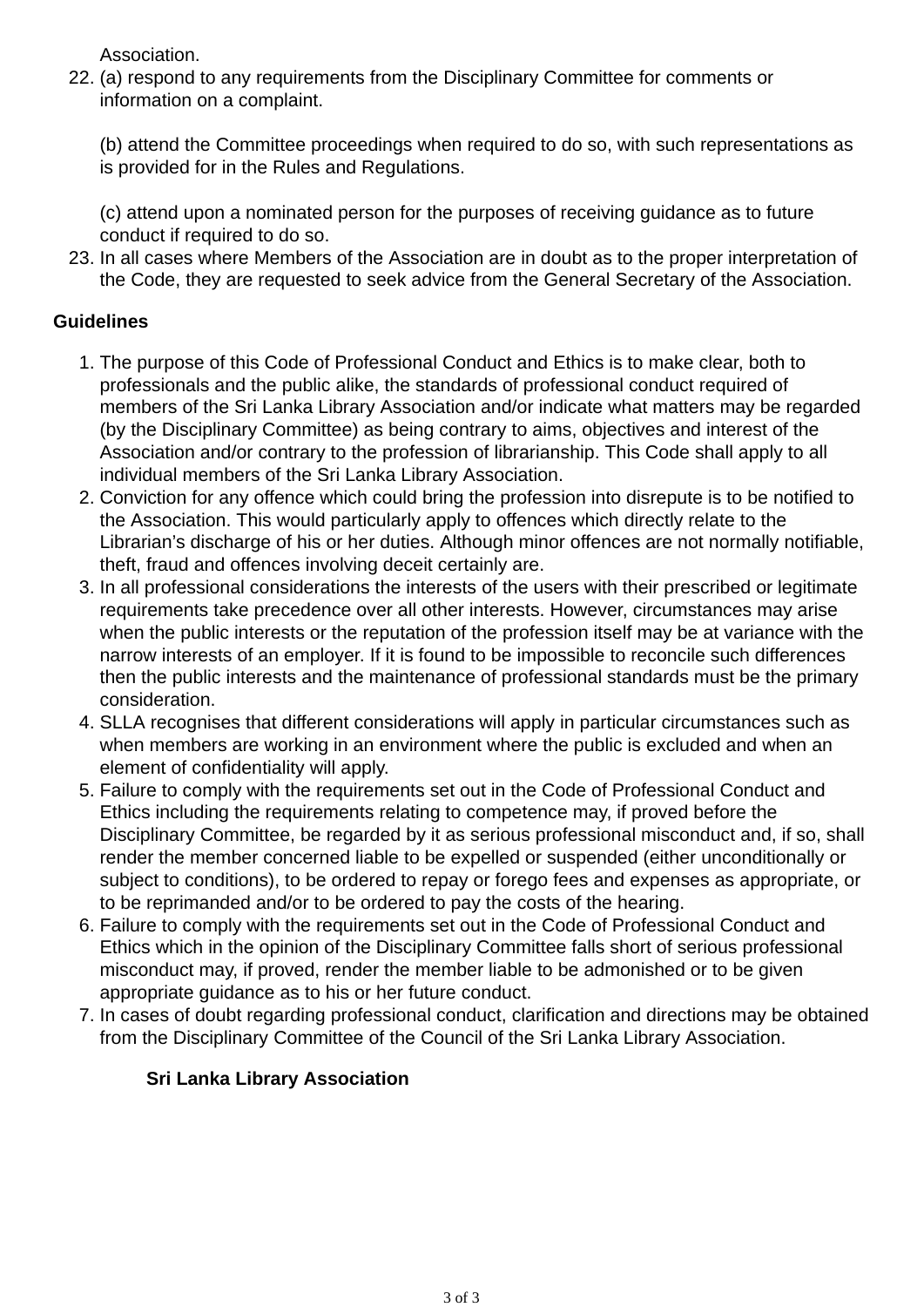Association.

22. (a) respond to any requirements from the Disciplinary Committee for comments or information on a complaint.

    (b) attend the Committee proceedings when required to do so, with such representations as is provided for in the Rules and Regulations.

    (c) attend upon a nominated person for the purposes of receiving guidance as to future conduct if required to do so.
23. In all cases where Members of the Association are in doubt as to the proper interpretation of the Code, they are requested to seek advice from the General Secretary of the Association.

**Guidelines**

1. The purpose of this Code of Professional Conduct and Ethics is to make clear, both to professionals and the public alike, the standards of professional conduct required of members of the Sri Lanka Library Association and/or indicate what matters may be regarded (by the Disciplinary Committee) as being contrary to aims, objectives and interest of the Association and/or contrary to the profession of librarianship. This Code shall apply to all individual members of the Sri Lanka Library Association.
2. Conviction for any offence which could bring the profession into disrepute is to be notified to the Association. This would particularly apply to offences which directly relate to the Librarian's discharge of his or her duties. Although minor offences are not normally notifiable, theft, fraud and offences involving deceit certainly are.
3. In all professional considerations the interests of the users with their prescribed or legitimate requirements take precedence over all other interests. However, circumstances may arise when the public interests or the reputation of the profession itself may be at variance with the narrow interests of an employer. If it is found to be impossible to reconcile such differences then the public interests and the maintenance of professional standards must be the primary consideration.
4. SLLA recognises that different considerations will apply in particular circumstances such as when members are working in an environment where the public is excluded and when an element of confidentiality will apply.
5. Failure to comply with the requirements set out in the Code of Professional Conduct and Ethics including the requirements relating to competence may, if proved before the Disciplinary Committee, be regarded by it as serious professional misconduct and, if so, shall render the member concerned liable to be expelled or suspended (either unconditionally or subject to conditions), to be ordered to repay or forego fees and expenses as appropriate, or to be reprimanded and/or to be ordered to pay the costs of the hearing.
6. Failure to comply with the requirements set out in the Code of Professional Conduct and Ethics which in the opinion of the Disciplinary Committee falls short of serious professional misconduct may, if proved, render the member liable to be admonished or to be given appropriate guidance as to his or her future conduct.
7. In cases of doubt regarding professional conduct, clarification and directions may be obtained from the Disciplinary Committee of the Council of the Sri Lanka Library Association.

**Sri Lanka Library Association**